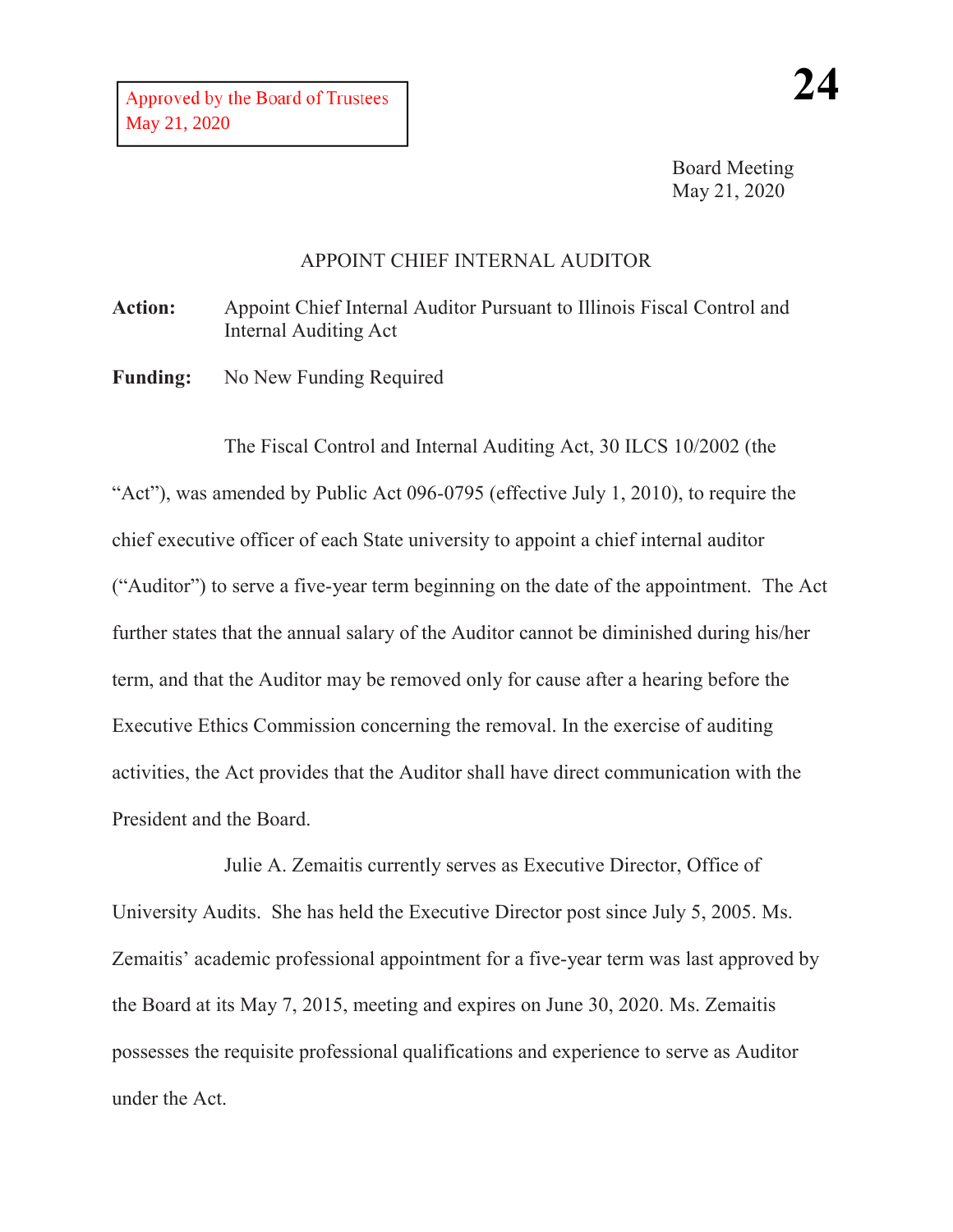Approved by the Board of Trustees
May 21, 2020

**24**

Board Meeting
May 21, 2020

## APPOINT CHIEF INTERNAL AUDITOR

**Action:** Appoint Chief Internal Auditor Pursuant to Illinois Fiscal Control and Internal Auditing Act

**Funding:** No New Funding Required

The Fiscal Control and Internal Auditing Act, 30 ILCS 10/2002 (the "Act"), was amended by Public Act 096-0795 (effective July 1, 2010), to require the chief executive officer of each State university to appoint a chief internal auditor ("Auditor") to serve a five-year term beginning on the date of the appointment. The Act further states that the annual salary of the Auditor cannot be diminished during his/her term, and that the Auditor may be removed only for cause after a hearing before the Executive Ethics Commission concerning the removal. In the exercise of auditing activities, the Act provides that the Auditor shall have direct communication with the President and the Board.

Julie A. Zemaitis currently serves as Executive Director, Office of University Audits. She has held the Executive Director post since July 5, 2005. Ms. Zemaitis' academic professional appointment for a five-year term was last approved by the Board at its May 7, 2015, meeting and expires on June 30, 2020. Ms. Zemaitis possesses the requisite professional qualifications and experience to serve as Auditor under the Act.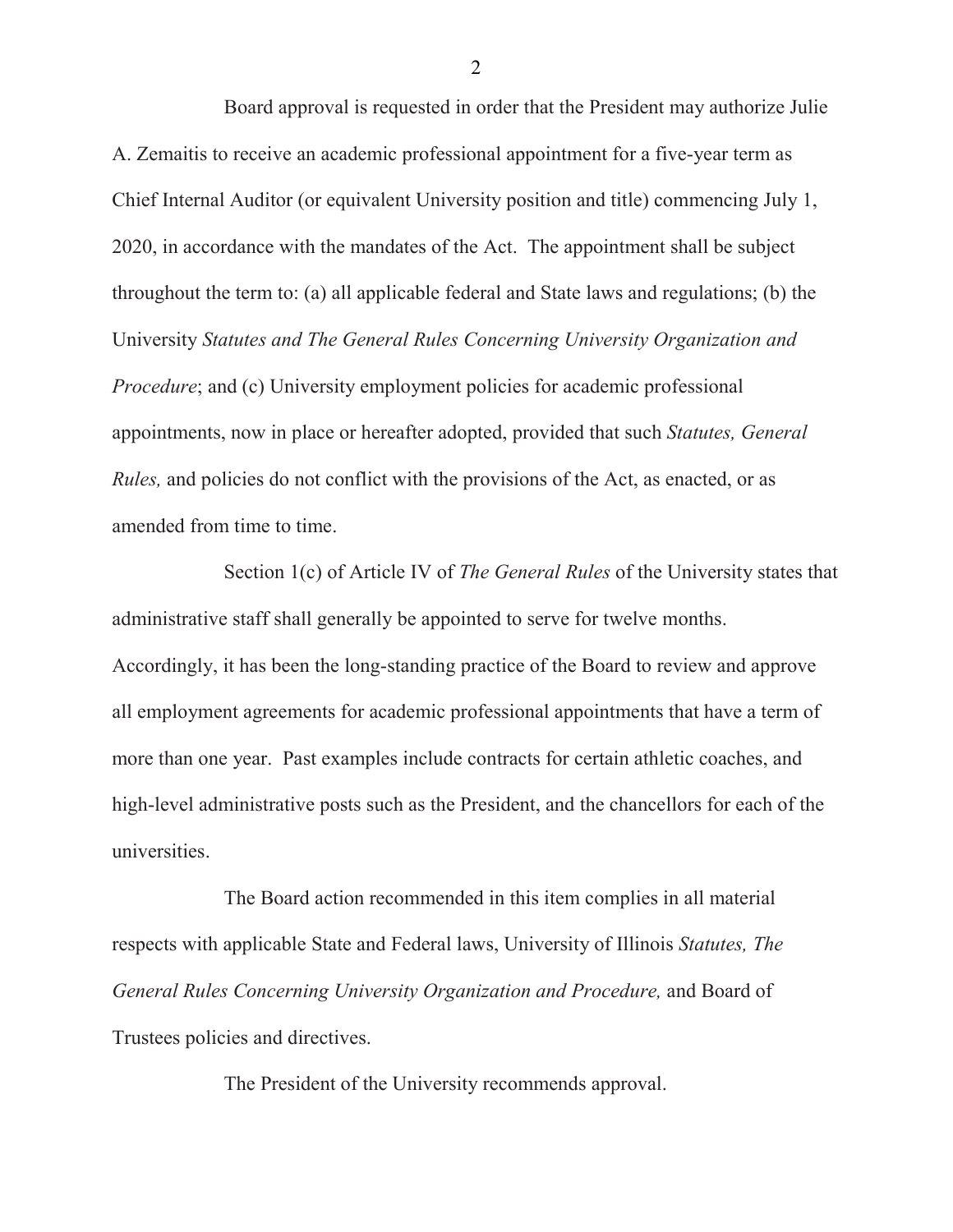Board approval is requested in order that the President may authorize Julie A. Zemaitis to receive an academic professional appointment for a five-year term as Chief Internal Auditor (or equivalent University position and title) commencing July 1, 2020, in accordance with the mandates of the Act. The appointment shall be subject throughout the term to: (a) all applicable federal and State laws and regulations; (b) the University *Statutes and The General Rules Concerning University Organization and Procedure*; and (c) University employment policies for academic professional appointments, now in place or hereafter adopted, provided that such *Statutes, General Rules,* and policies do not conflict with the provisions of the Act, as enacted, or as amended from time to time.

Section 1(c) of Article IV of *The General Rules* of the University states that administrative staff shall generally be appointed to serve for twelve months. Accordingly, it has been the long-standing practice of the Board to review and approve all employment agreements for academic professional appointments that have a term of more than one year. Past examples include contracts for certain athletic coaches, and high-level administrative posts such as the President, and the chancellors for each of the universities.

The Board action recommended in this item complies in all material respects with applicable State and Federal laws, University of Illinois *Statutes, The General Rules Concerning University Organization and Procedure,* and Board of Trustees policies and directives.

The President of the University recommends approval.